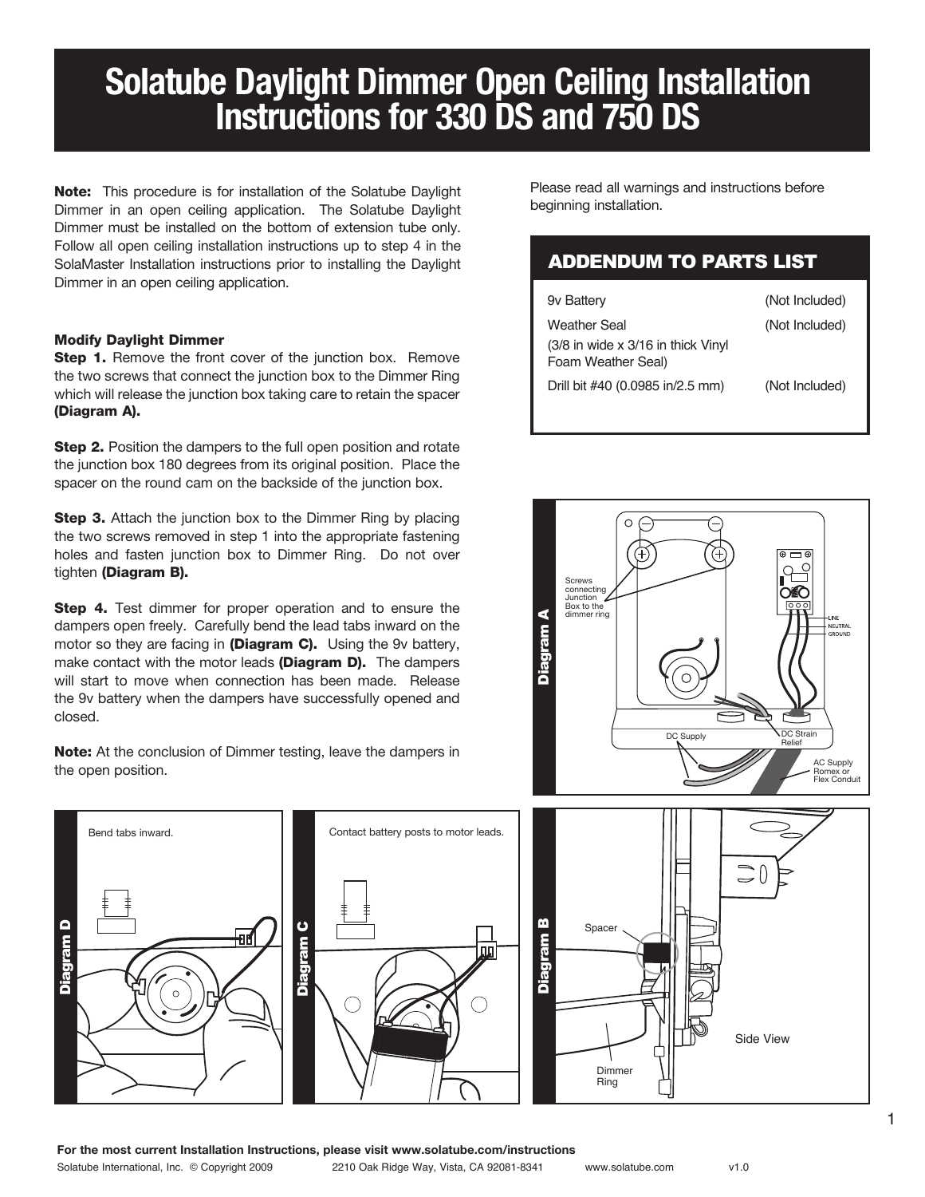# Solatube Daylight Dimmer Open Ceiling Installation Instructions for 330 DS and 750 DS

**Note:** This procedure is for installation of the Solatube Daylight Dimmer in an open ceiling application. The Solatube Daylight Dimmer must be installed on the bottom of extension tube only. Follow all open ceiling installation instructions up to step 4 in the SolaMaster Installation instructions prior to installing the Daylight Dimmer in an open ceiling application.

Please read all warnings and instructions before beginning installation.

## ADDENDUM TO PARTS LIST

| | |
|---|---|
| 9v Battery | (Not Included) |
| Weather Seal (3/8 in wide x 3/16 in thick Vinyl Foam Weather Seal) | (Not Included) |
| Drill bit #40 (0.0985 in/2.5 mm) | (Not Included) |

### Modify Daylight Dimmer

**Step 1.** Remove the front cover of the junction box. Remove the two screws that connect the junction box to the Dimmer Ring which will release the junction box taking care to retain the spacer **(Diagram A).**

**Step 2.** Position the dampers to the full open position and rotate the junction box 180 degrees from its original position. Place the spacer on the round cam on the backside of the junction box.

**Step 3.** Attach the junction box to the Dimmer Ring by placing the two screws removed in step 1 into the appropriate fastening holes and fasten junction box to Dimmer Ring. Do not over tighten **(Diagram B).**

**Step 4.** Test dimmer for proper operation and to ensure the dampers open freely. Carefully bend the lead tabs inward on the motor so they are facing in **(Diagram C).** Using the 9v battery, make contact with the motor leads **(Diagram D).** The dampers will start to move when connection has been made. Release the 9v battery when the dampers have successfully opened and closed.

**Note:** At the conclusion of Dimmer testing, leave the dampers in the open position.

**Diagram A**

Screws connecting Junction Box to the dimmer ring

LINE, NEUTRAL, GROUND

DC Supply

DC Strain Relief

AC Supply Romex or Flex Conduit

**Diagram D**

Bend tabs inward.

**Diagram C**

Contact battery posts to motor leads.

**Diagram B**

Spacer

Dimmer Ring

Side View

For the most current Installation Instructions, please visit www.solatube.com/instructions

Solatube International, Inc. © Copyright 2009 2210 Oak Ridge Way, Vista, CA 92081-8341 www.solatube.com v1.0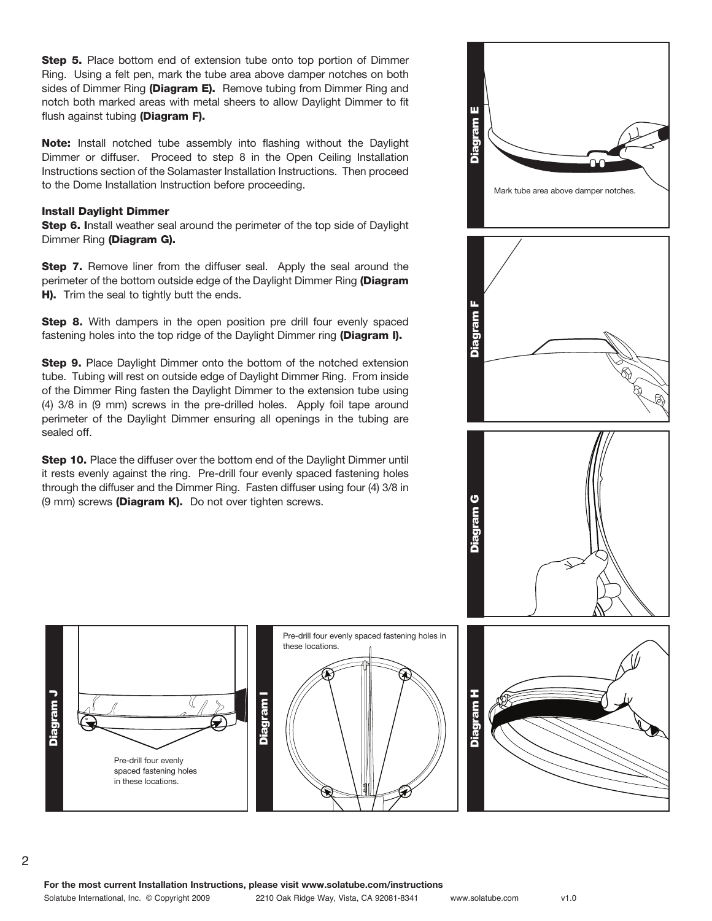**Step 5.** Place bottom end of extension tube onto top portion of Dimmer Ring. Using a felt pen, mark the tube area above damper notches on both sides of Dimmer Ring **(Diagram E).** Remove tubing from Dimmer Ring and notch both marked areas with metal sheers to allow Daylight Dimmer to fit flush against tubing **(Diagram F).**

**Note:** Install notched tube assembly into flashing without the Daylight Dimmer or diffuser. Proceed to step 8 in the Open Ceiling Installation Instructions section of the Solamaster Installation Instructions. Then proceed to the Dome Installation Instruction before proceeding.

**Install Daylight Dimmer**

**Step 6. I**nstall weather seal around the perimeter of the top side of Daylight Dimmer Ring **(Diagram G).**

**Step 7.** Remove liner from the diffuser seal. Apply the seal around the perimeter of the bottom outside edge of the Daylight Dimmer Ring **(Diagram H).** Trim the seal to tightly butt the ends.

**Step 8.** With dampers in the open position pre drill four evenly spaced fastening holes into the top ridge of the Daylight Dimmer ring **(Diagram I).**

**Step 9.** Place Daylight Dimmer onto the bottom of the notched extension tube. Tubing will rest on outside edge of Daylight Dimmer Ring. From inside of the Dimmer Ring fasten the Daylight Dimmer to the extension tube using (4) 3/8 in (9 mm) screws in the pre-drilled holes. Apply foil tape around perimeter of the Daylight Dimmer ensuring all openings in the tubing are sealed off.

**Step 10.** Place the diffuser over the bottom end of the Daylight Dimmer until it rests evenly against the ring. Pre-drill four evenly spaced fastening holes through the diffuser and the Dimmer Ring. Fasten diffuser using four (4) 3/8 in (9 mm) screws **(Diagram K).** Do not over tighten screws.

**Diagram E**

Mark tube area above damper notches.

**Diagram F**

**Diagram G**

**Diagram H**

**Diagram I**

Pre-drill four evenly spaced fastening holes in these locations.

**Diagram J**

Pre-drill four evenly spaced fastening holes in these locations.

**For the most current Installation Instructions, please visit www.solatube.com/instructions**

Solatube International, Inc. © Copyright 2009 2210 Oak Ridge Way, Vista, CA 92081-8341 www.solatube.com v1.0